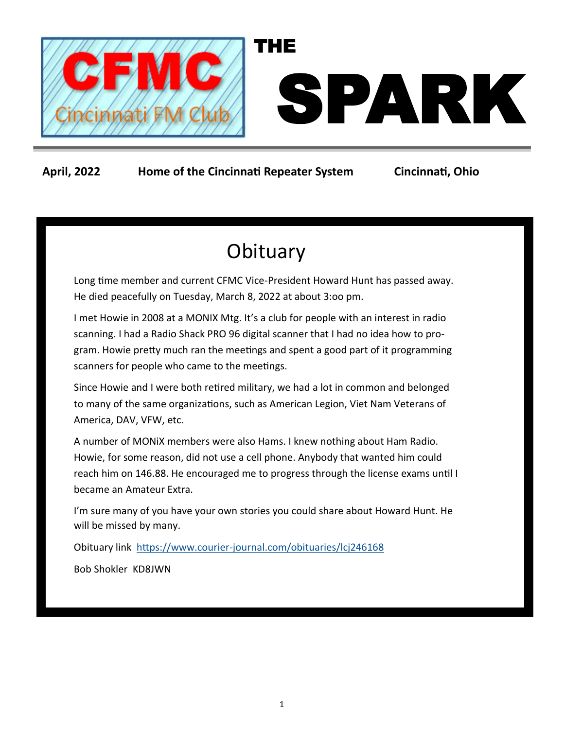# THE SPARK

**CFMC Cincinnati FM Club**

**April, 2022** **Home of the Cincinnati Repeater System** **Cincinnati, Ohio**

## Obituary

Long time member and current CFMC Vice-President Howard Hunt has passed away. He died peacefully on Tuesday, March 8, 2022 at about 3:oo pm.

I met Howie in 2008 at a MONIX Mtg. It's a club for people with an interest in radio scanning. I had a Radio Shack PRO 96 digital scanner that I had no idea how to program. Howie pretty much ran the meetings and spent a good part of it programming scanners for people who came to the meetings.

Since Howie and I were both retired military, we had a lot in common and belonged to many of the same organizations, such as American Legion, Viet Nam Veterans of America, DAV, VFW, etc.

A number of MONiX members were also Hams. I knew nothing about Ham Radio. Howie, for some reason, did not use a cell phone. Anybody that wanted him could reach him on 146.88. He encouraged me to progress through the license exams until I became an Amateur Extra.

I'm sure many of you have your own stories you could share about Howard Hunt. He will be missed by many.

Obituary link https://www.courier-journal.com/obituaries/lcj246168

Bob Shokler KD8JWN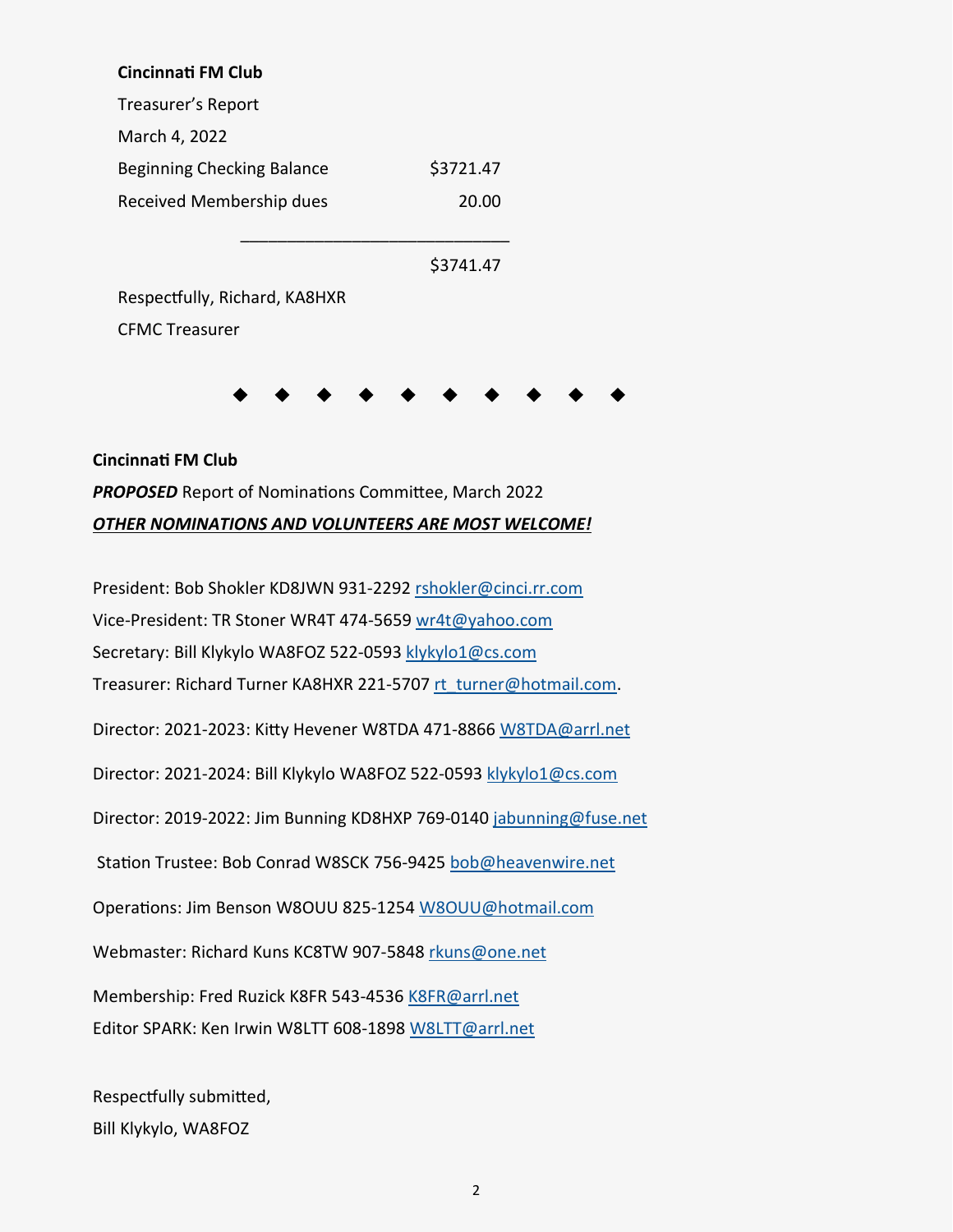**Cincinnati FM Club**

Treasurer's Report

March 4, 2022

| | |
|---|---|
| Beginning Checking Balance | $3721.47 |
| Received Membership dues | 20.00 |
| | $3741.47 |

Respectfully, Richard, KA8HXR

CFMC Treasurer

◆ ◆ ◆ ◆ ◆ ◆ ◆ ◆ ◆ ◆

**Cincinnati FM Club**

***PROPOSED*** Report of Nominations Committee, March 2022

***OTHER NOMINATIONS AND VOLUNTEERS ARE MOST WELCOME!***

President: Bob Shokler KD8JWN 931-2292 rshokler@cinci.rr.com

Vice-President: TR Stoner WR4T 474-5659 wr4t@yahoo.com

Secretary: Bill Klykylo WA8FOZ 522-0593 klykylo1@cs.com

Treasurer: Richard Turner KA8HXR 221-5707 rt_turner@hotmail.com.

Director: 2021-2023: Kitty Hevener W8TDA 471-8866 W8TDA@arrl.net

Director: 2021-2024: Bill Klykylo WA8FOZ 522-0593 klykylo1@cs.com

Director: 2019-2022: Jim Bunning KD8HXP 769-0140 jabunning@fuse.net

Station Trustee: Bob Conrad W8SCK 756-9425 bob@heavenwire.net

Operations: Jim Benson W8OUU 825-1254 W8OUU@hotmail.com

Webmaster: Richard Kuns KC8TW 907-5848 rkuns@one.net

Membership: Fred Ruzick K8FR 543-4536 K8FR@arrl.net

Editor SPARK: Ken Irwin W8LTT 608-1898 W8LTT@arrl.net

Respectfully submitted,

Bill Klykylo, WA8FOZ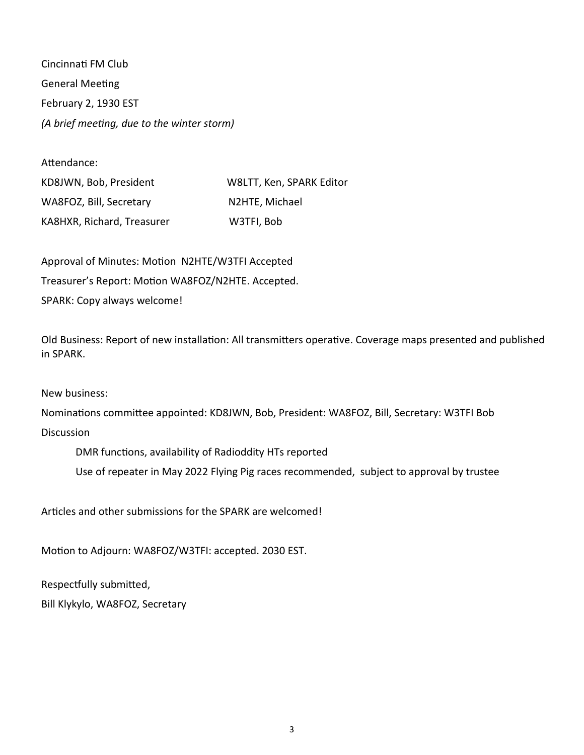Cincinnati FM Club

General Meeting

February 2, 1930 EST

*(A brief meeting, due to the winter storm)*

Attendance:

| | |
|---|---|
| KD8JWN, Bob, President | W8LTT, Ken, SPARK Editor |
| WA8FOZ, Bill, Secretary | N2HTE, Michael |
| KA8HXR, Richard, Treasurer | W3TFI, Bob |

Approval of Minutes: Motion N2HTE/W3TFI Accepted

Treasurer's Report: Motion WA8FOZ/N2HTE. Accepted.

SPARK: Copy always welcome!

Old Business: Report of new installation: All transmitters operative. Coverage maps presented and published in SPARK.

New business:

Nominations committee appointed: KD8JWN, Bob, President: WA8FOZ, Bill, Secretary: W3TFI Bob

Discussion

- DMR functions, availability of Radioddity HTs reported
- Use of repeater in May 2022 Flying Pig races recommended, subject to approval by trustee

Articles and other submissions for the SPARK are welcomed!

Motion to Adjourn: WA8FOZ/W3TFI: accepted. 2030 EST.

Respectfully submitted,

Bill Klykylo, WA8FOZ, Secretary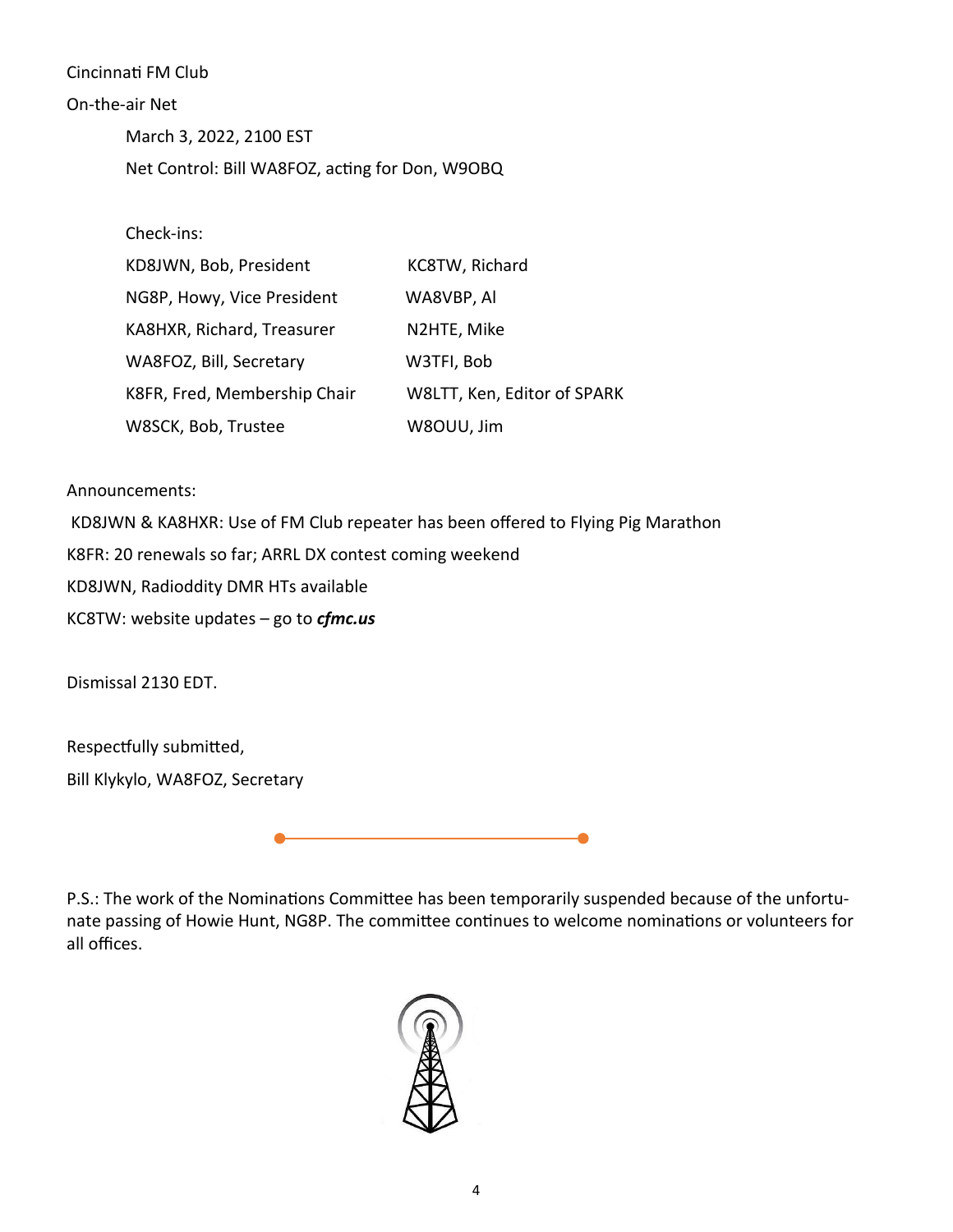Cincinnati FM Club

On-the-air Net

March 3, 2022, 2100 EST

Net Control: Bill WA8FOZ, acting for Don, W9OBQ

Check-ins:

| | |
|---|---|
| KD8JWN, Bob, President | KC8TW, Richard |
| NG8P, Howy, Vice President | WA8VBP, Al |
| KA8HXR, Richard, Treasurer | N2HTE, Mike |
| WA8FOZ, Bill, Secretary | W3TFI, Bob |
| K8FR, Fred, Membership Chair | W8LTT, Ken, Editor of SPARK |
| W8SCK, Bob, Trustee | W8OUU, Jim |

Announcements:

KD8JWN & KA8HXR: Use of FM Club repeater has been offered to Flying Pig Marathon

K8FR: 20 renewals so far; ARRL DX contest coming weekend

KD8JWN, Radioddity DMR HTs available

KC8TW: website updates – go to ***cfmc.us***

Dismissal 2130 EDT.

Respectfully submitted,

Bill Klykylo, WA8FOZ, Secretary

---

P.S.: The work of the Nominations Committee has been temporarily suspended because of the unfortunate passing of Howie Hunt, NG8P. The committee continues to welcome nominations or volunteers for all offices.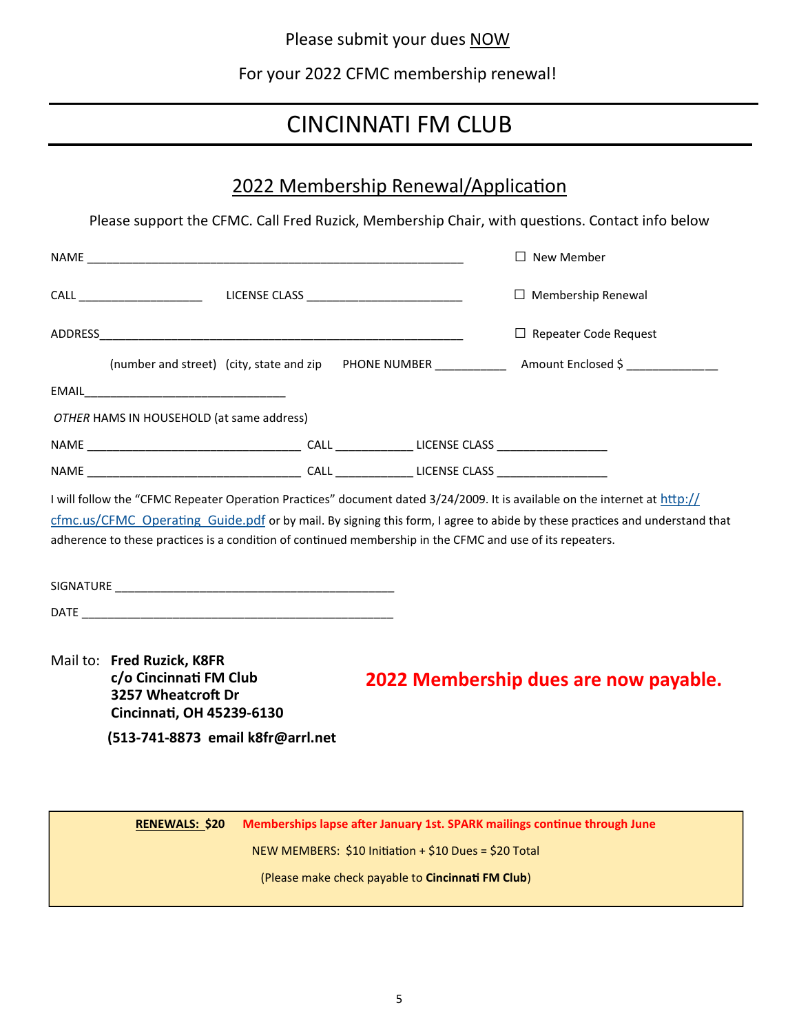Please submit your dues <u>NOW</u>

For your 2022 CFMC membership renewal!

# CINCINNATI FM CLUB

## 2022 Membership Renewal/Application

Please support the CFMC. Call Fred Ruzick, Membership Chair, with questions. Contact info below

NAME ____________________________________________________________ ☐ New Member

CALL ___________________ LICENSE CLASS ________________________ ☐ Membership Renewal

ADDRESS__________________________________________________________ ☐ Repeater Code Request

(number and street) (city, state and zip PHONE NUMBER ___________ Amount Enclosed $ ______________

EMAIL_______________________________

*OTHER* HAMS IN HOUSEHOLD (at same address)

NAME _________________________________ CALL ____________ LICENSE CLASS _________________

NAME _________________________________ CALL ____________ LICENSE CLASS _________________

I will follow the "CFMC Repeater Operation Practices" document dated 3/24/2009. It is available on the internet at [http://cfmc.us/CFMC_Operating_Guide.pdf](http://cfmc.us/CFMC_Operating_Guide.pdf) or by mail. By signing this form, I agree to abide by these practices and understand that adherence to these practices is a condition of continued membership in the CFMC and use of its repeaters.

SIGNATURE ____________________________________________

DATE ________________________________________________

Mail to: **Fred Ruzick, K8FR**
**c/o Cincinnati FM Club**
**3257 Wheatcroft Dr**
**Cincinnati, OH 45239-6130**

**(513-741-8873 email k8fr@arrl.net**

**2022 Membership dues are now payable.**

**<u>RENEWALS: $20</u>** **Memberships lapse after January 1st. SPARK mailings continue through June**

NEW MEMBERS: $10 Initiation + $10 Dues = $20 Total

(Please make check payable to **Cincinnati FM Club**)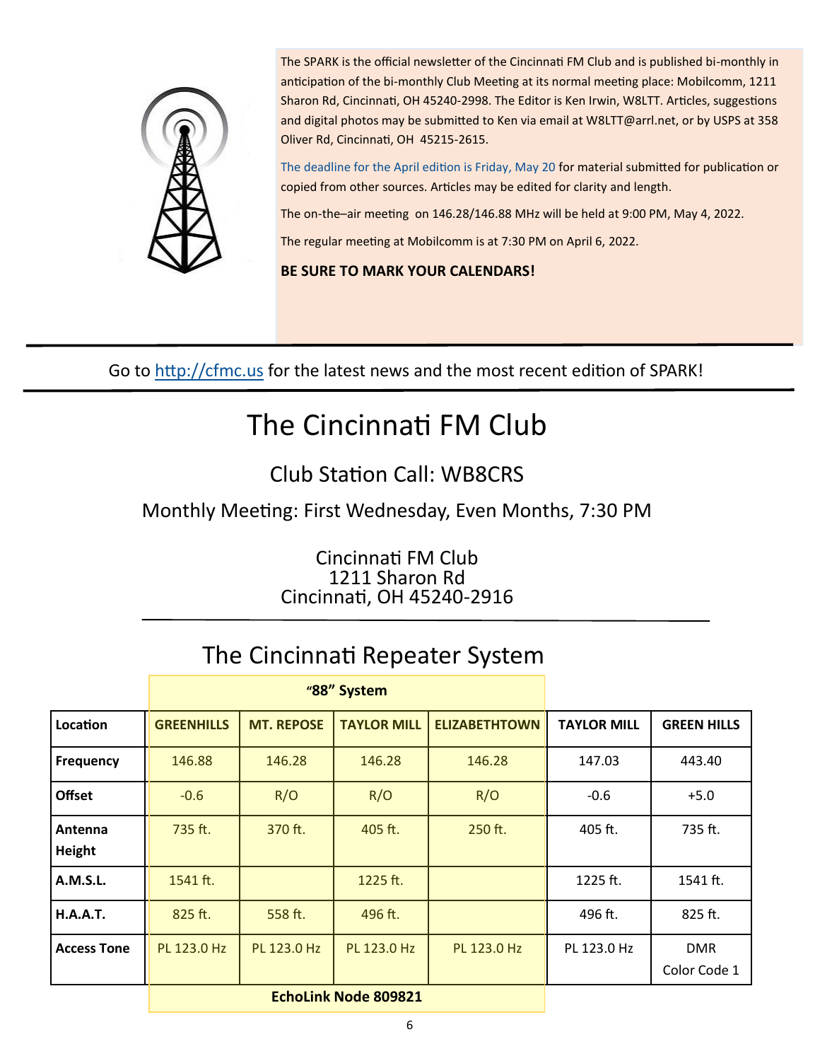The SPARK is the official newsletter of the Cincinnati FM Club and is published bi-monthly in anticipation of the bi-monthly Club Meeting at its normal meeting place: Mobilcomm, 1211 Sharon Rd, Cincinnati, OH 45240-2998. The Editor is Ken Irwin, W8LTT. Articles, suggestions and digital photos may be submitted to Ken via email at W8LTT@arrl.net, or by USPS at 358 Oliver Rd, Cincinnati, OH 45215-2615.

The deadline for the April edition is Friday, May 20 for material submitted for publication or copied from other sources. Articles may be edited for clarity and length.

The on-the–air meeting on 146.28/146.88 MHz will be held at 9:00 PM, May 4, 2022.

The regular meeting at Mobilcomm is at 7:30 PM on April 6, 2022.

**BE SURE TO MARK YOUR CALENDARS!**

---

Go to http://cfmc.us for the latest news and the most recent edition of SPARK!

---

# The Cincinnati FM Club

## Club Station Call: WB8CRS

### Monthly Meeting: First Wednesday, Even Months, 7:30 PM

Cincinnati FM Club
1211 Sharon Rd
Cincinnati, OH 45240-2916

---

## The Cincinnati Repeater System

| | "88" System | | | | | |
|---|---|---|---|---|---|---|
| **Location** | **GREENHILLS** | **MT. REPOSE** | **TAYLOR MILL** | **ELIZABETHTOWN** | **TAYLOR MILL** | **GREEN HILLS** |
| **Frequency** | 146.88 | 146.28 | 146.28 | 146.28 | 147.03 | 443.40 |
| **Offset** | -0.6 | R/O | R/O | R/O | -0.6 | +5.0 |
| **Antenna Height** | 735 ft. | 370 ft. | 405 ft. | 250 ft. | 405 ft. | 735 ft. |
| **A.M.S.L.** | 1541 ft. | | 1225 ft. | | 1225 ft. | 1541 ft. |
| **H.A.A.T.** | 825 ft. | 558 ft. | 496 ft. | | 496 ft. | 825 ft. |
| **Access Tone** | PL 123.0 Hz | PL 123.0 Hz | PL 123.0 Hz | PL 123.0 Hz | PL 123.0 Hz | DMR Color Code 1 |
| | **EchoLink Node 809821** | | | | | |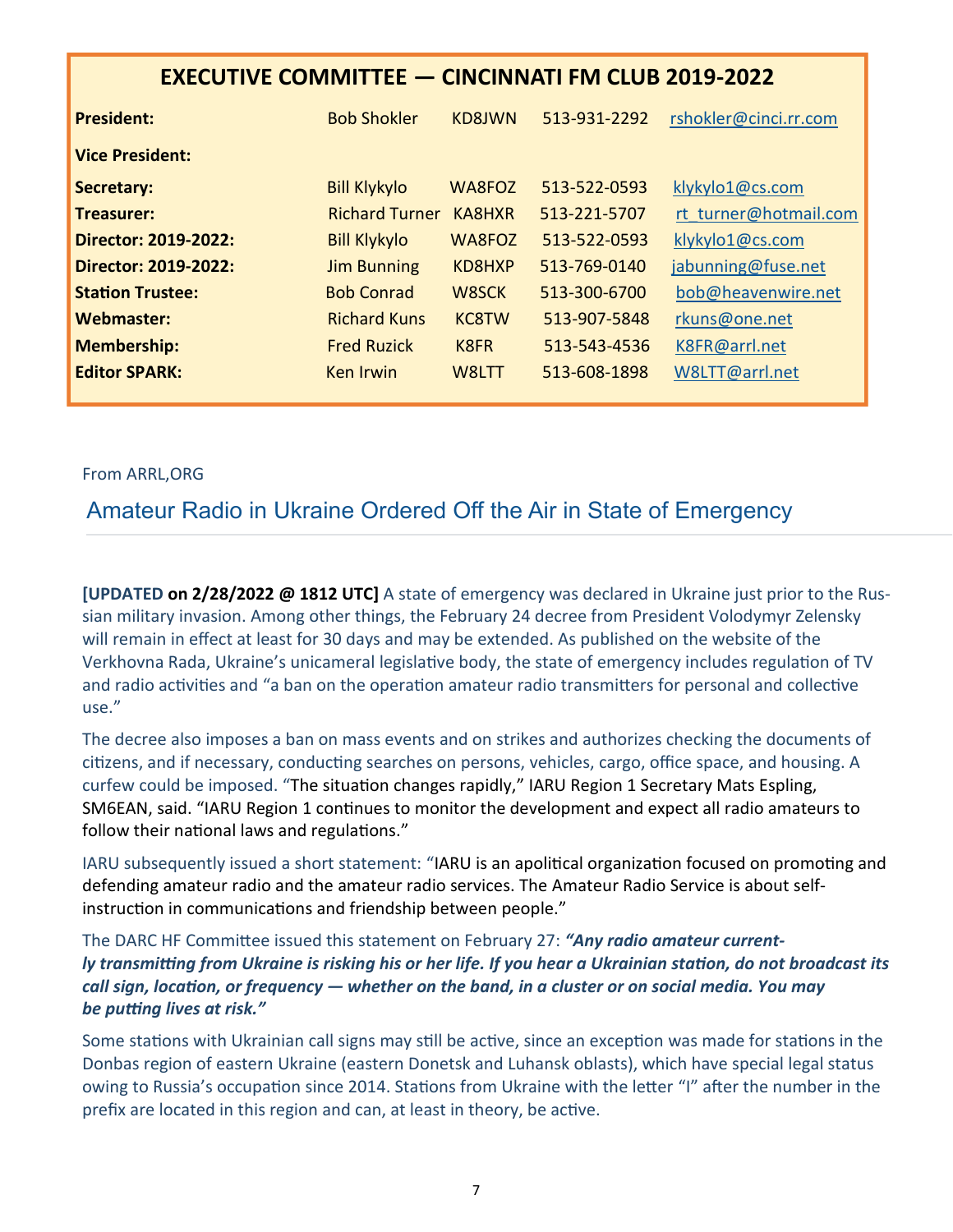## EXECUTIVE COMMITTEE — CINCINNATI FM CLUB 2019-2022

| | | | | |
|---|---|---|---|---|
| **President:** | Bob Shokler | KD8JWN | 513-931-2292 | rshokler@cinci.rr.com |
| **Vice President:** | | | | |
| **Secretary:** | Bill Klykylo | WA8FOZ | 513-522-0593 | klykylo1@cs.com |
| **Treasurer:** | Richard Turner | KA8HXR | 513-221-5707 | rt_turner@hotmail.com |
| **Director: 2019-2022:** | Bill Klykylo | WA8FOZ | 513-522-0593 | klykylo1@cs.com |
| **Director: 2019-2022:** | Jim Bunning | KD8HXP | 513-769-0140 | jabunning@fuse.net |
| **Station Trustee:** | Bob Conrad | W8SCK | 513-300-6700 | bob@heavenwire.net |
| **Webmaster:** | Richard Kuns | KC8TW | 513-907-5848 | rkuns@one.net |
| **Membership:** | Fred Ruzick | K8FR | 513-543-4536 | K8FR@arrl.net |
| **Editor SPARK:** | Ken Irwin | W8LTT | 513-608-1898 | W8LTT@arrl.net |

From ARRL,ORG

## Amateur Radio in Ukraine Ordered Off the Air in State of Emergency

**[UPDATED on 2/28/2022 @ 1812 UTC]** A state of emergency was declared in Ukraine just prior to the Russian military invasion. Among other things, the February 24 decree from President Volodymyr Zelensky will remain in effect at least for 30 days and may be extended. As published on the website of the Verkhovna Rada, Ukraine's unicameral legislative body, the state of emergency includes regulation of TV and radio activities and "a ban on the operation amateur radio transmitters for personal and collective use."

The decree also imposes a ban on mass events and on strikes and authorizes checking the documents of citizens, and if necessary, conducting searches on persons, vehicles, cargo, office space, and housing. A curfew could be imposed. "The situation changes rapidly," IARU Region 1 Secretary Mats Espling, SM6EAN, said. "IARU Region 1 continues to monitor the development and expect all radio amateurs to follow their national laws and regulations."

IARU subsequently issued a short statement: "IARU is an apolitical organization focused on promoting and defending amateur radio and the amateur radio services. The Amateur Radio Service is about self-instruction in communications and friendship between people."

The DARC HF Committee issued this statement on February 27: ***"Any radio amateur currently transmitting from Ukraine is risking his or her life. If you hear a Ukrainian station, do not broadcast its call sign, location, or frequency — whether on the band, in a cluster or on social media. You may be putting lives at risk."***

Some stations with Ukrainian call signs may still be active, since an exception was made for stations in the Donbas region of eastern Ukraine (eastern Donetsk and Luhansk oblasts), which have special legal status owing to Russia's occupation since 2014. Stations from Ukraine with the letter "I" after the number in the prefix are located in this region and can, at least in theory, be active.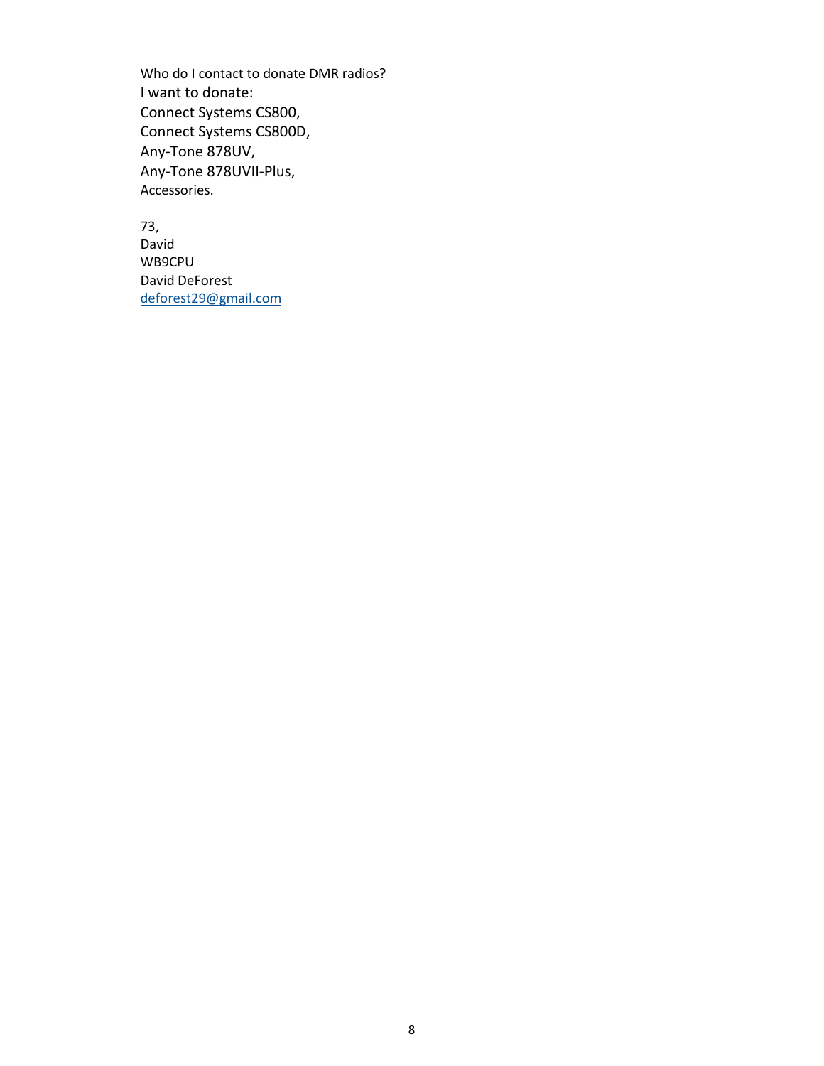Who do I contact to donate DMR radios?
I want to donate:
Connect Systems CS800,
Connect Systems CS800D,
Any-Tone 878UV,
Any-Tone 878UVII-Plus,
Accessories.

73,
David
WB9CPU
David DeForest
deforest29@gmail.com